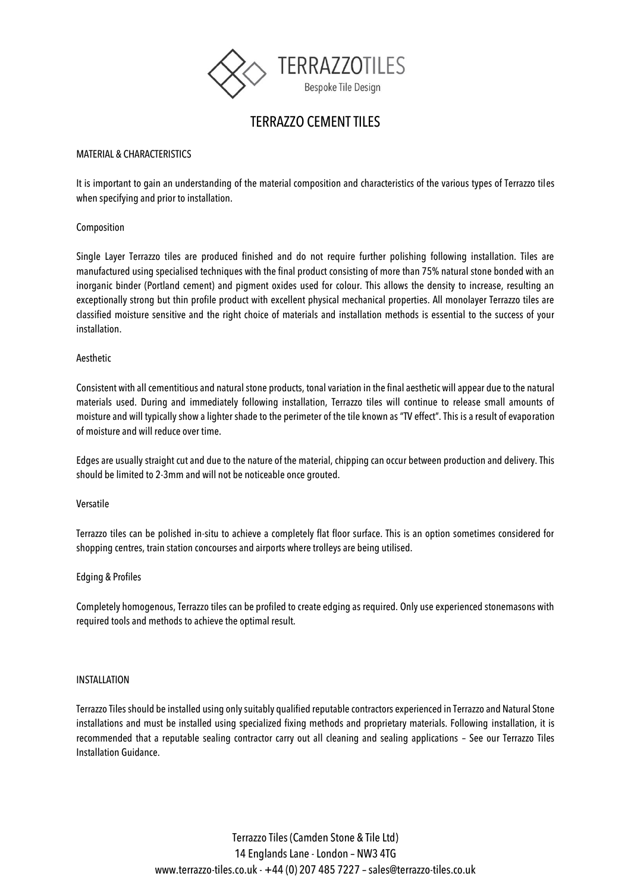TERRAZZOTILES

Bespoke Tile Design

# TERRAZZO CEMENT TILES

## MATERIAL & CHARACTERISTICS

It is important to gain an understanding of the material composition and characteristics of the various types of Terrazzo tiles when specifying and prior to installation.

### Composition

Single Layer Terrazzo tiles are produced finished and do not require further polishing following installation. Tiles are manufactured using specialised techniques with the final product consisting of more than 75% natural stone bonded with an inorganic binder (Portland cement) and pigment oxides used for colour. This allows the density to increase, resulting an exceptionally strong but thin profile product with excellent physical mechanical properties. All monolayer Terrazzo tiles are classified moisture sensitive and the right choice of materials and installation methods is essential to the success of your installation.

### Aesthetic

Consistent with all cementitious and natural stone products, tonal variation in the final aesthetic will appear due to the natural materials used. During and immediately following installation, Terrazzo tiles will continue to release small amounts of moisture and will typically show a lighter shade to the perimeter of the tile known as "TV effect". This is a result of evaporation of moisture and will reduce over time.

Edges are usually straight cut and due to the nature of the material, chipping can occur between production and delivery. This should be limited to 2-3mm and will not be noticeable once grouted.

### Versatile

Terrazzo tiles can be polished in-situ to achieve a completely flat floor surface. This is an option sometimes considered for shopping centres, train station concourses and airports where trolleys are being utilised.

### Edging & Profiles

Completely homogenous, Terrazzo tiles can be profiled to create edging as required. Only use experienced stonemasons with required tools and methods to achieve the optimal result.

## INSTALLATION

Terrazzo Tiles should be installed using only suitably qualified reputable contractors experienced in Terrazzo and Natural Stone installations and must be installed using specialized fixing methods and proprietary materials. Following installation, it is recommended that a reputable sealing contractor carry out all cleaning and sealing applications – See our Terrazzo Tiles Installation Guidance.

Terrazzo Tiles (Camden Stone & Tile Ltd)
14 Englands Lane - London – NW3 4TG
www.terrazzo-tiles.co.uk - +44 (0) 207 485 7227 – sales@terrazzo-tiles.co.uk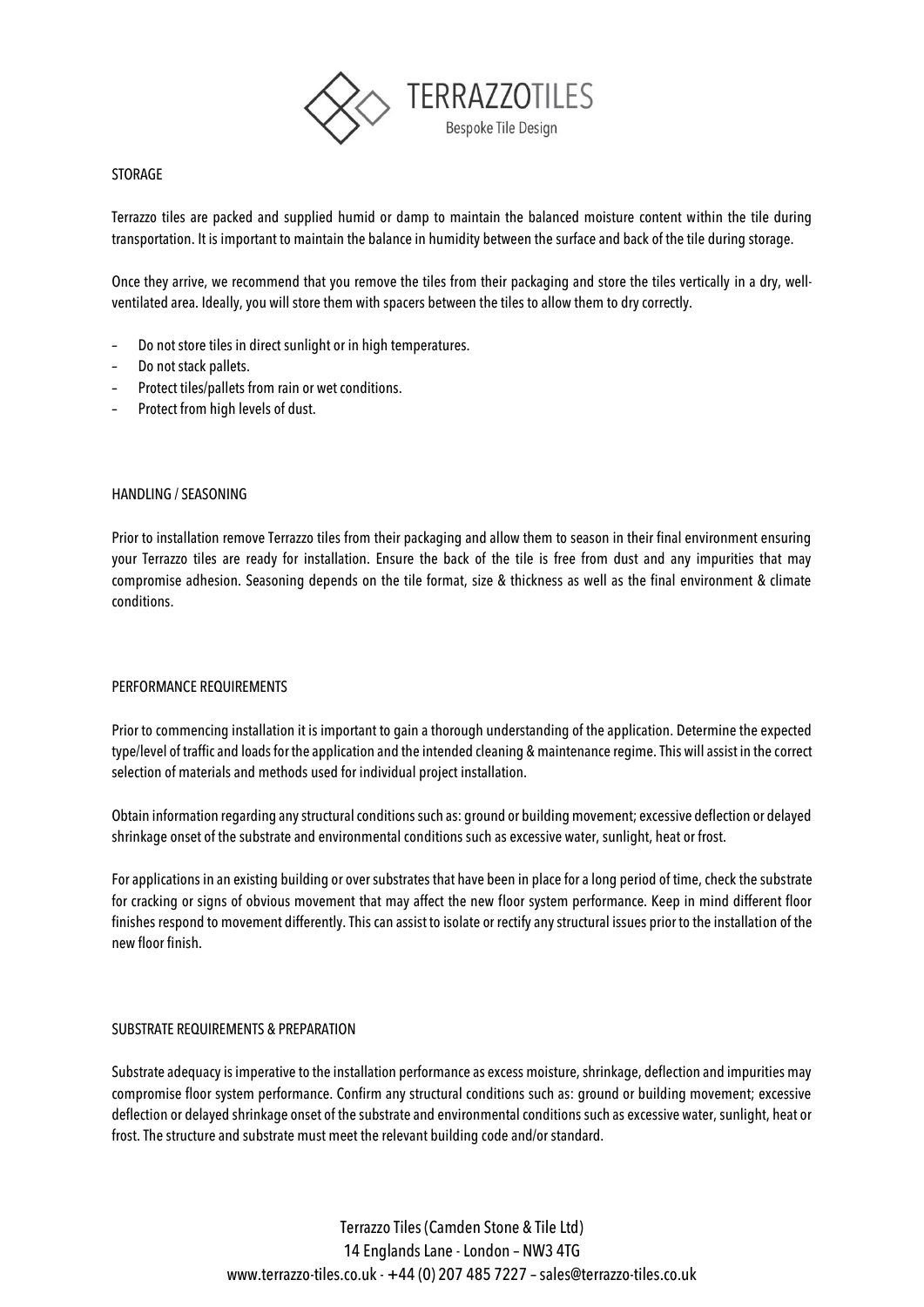## STORAGE

Terrazzo tiles are packed and supplied humid or damp to maintain the balanced moisture content within the tile during transportation. It is important to maintain the balance in humidity between the surface and back of the tile during storage.

Once they arrive, we recommend that you remove the tiles from their packaging and store the tiles vertically in a dry, well-ventilated area. Ideally, you will store them with spacers between the tiles to allow them to dry correctly.

- Do not store tiles in direct sunlight or in high temperatures.
- Do not stack pallets.
- Protect tiles/pallets from rain or wet conditions.
- Protect from high levels of dust.

## HANDLING / SEASONING

Prior to installation remove Terrazzo tiles from their packaging and allow them to season in their final environment ensuring your Terrazzo tiles are ready for installation. Ensure the back of the tile is free from dust and any impurities that may compromise adhesion. Seasoning depends on the tile format, size & thickness as well as the final environment & climate conditions.

## PERFORMANCE REQUIREMENTS

Prior to commencing installation it is important to gain a thorough understanding of the application. Determine the expected type/level of traffic and loads for the application and the intended cleaning & maintenance regime. This will assist in the correct selection of materials and methods used for individual project installation.

Obtain information regarding any structural conditions such as: ground or building movement; excessive deflection or delayed shrinkage onset of the substrate and environmental conditions such as excessive water, sunlight, heat or frost.

For applications in an existing building or over substrates that have been in place for a long period of time, check the substrate for cracking or signs of obvious movement that may affect the new floor system performance. Keep in mind different floor finishes respond to movement differently. This can assist to isolate or rectify any structural issues prior to the installation of the new floor finish.

## SUBSTRATE REQUIREMENTS & PREPARATION

Substrate adequacy is imperative to the installation performance as excess moisture, shrinkage, deflection and impurities may compromise floor system performance. Confirm any structural conditions such as: ground or building movement; excessive deflection or delayed shrinkage onset of the substrate and environmental conditions such as excessive water, sunlight, heat or frost. The structure and substrate must meet the relevant building code and/or standard.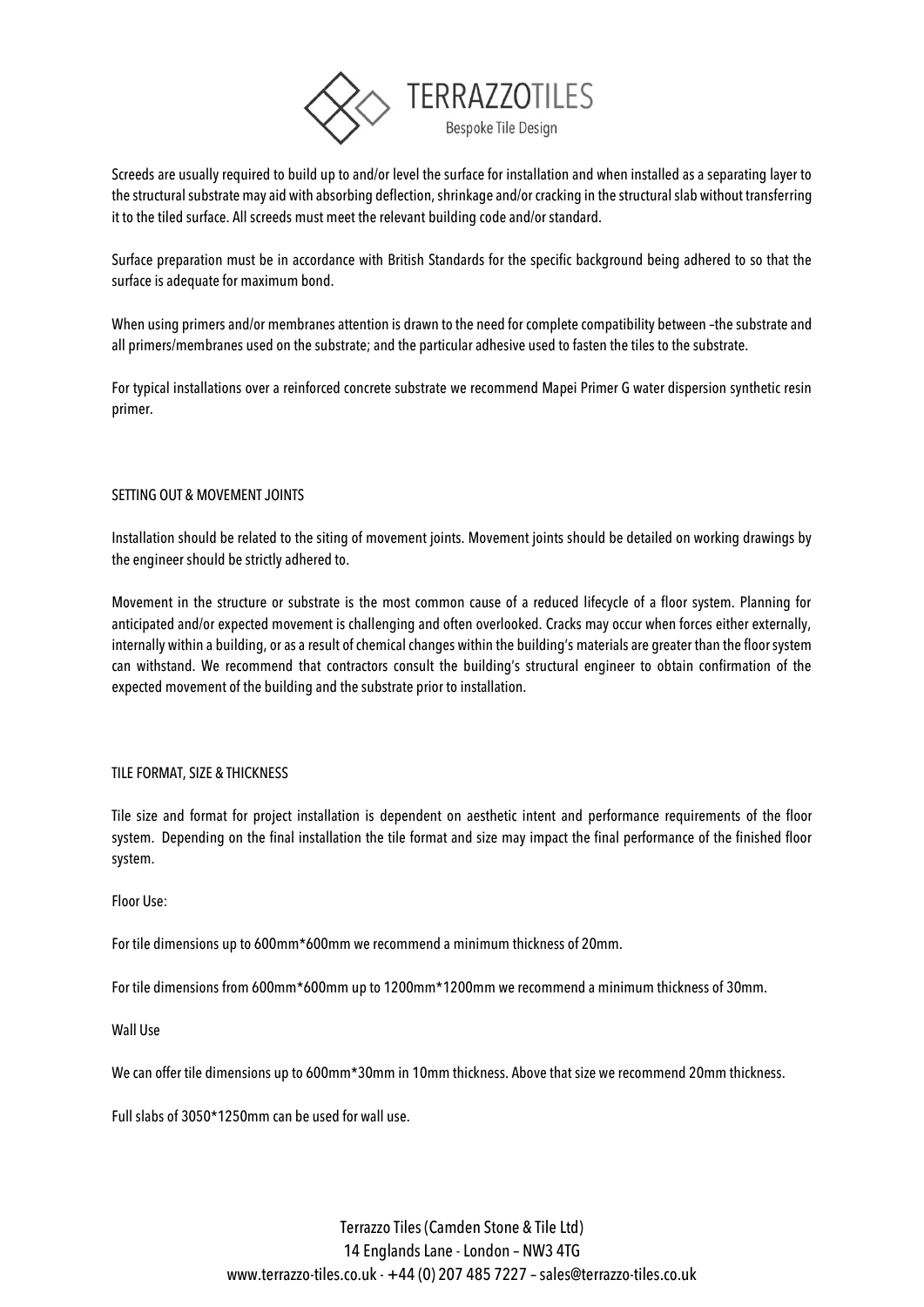Screeds are usually required to build up to and/or level the surface for installation and when installed as a separating layer to the structural substrate may aid with absorbing deflection, shrinkage and/or cracking in the structural slab without transferring it to the tiled surface. All screeds must meet the relevant building code and/or standard.

Surface preparation must be in accordance with British Standards for the specific background being adhered to so that the surface is adequate for maximum bond.

When using primers and/or membranes attention is drawn to the need for complete compatibility between –the substrate and all primers/membranes used on the substrate; and the particular adhesive used to fasten the tiles to the substrate.

For typical installations over a reinforced concrete substrate we recommend Mapei Primer G water dispersion synthetic resin primer.

## SETTING OUT & MOVEMENT JOINTS

Installation should be related to the siting of movement joints. Movement joints should be detailed on working drawings by the engineer should be strictly adhered to.

Movement in the structure or substrate is the most common cause of a reduced lifecycle of a floor system. Planning for anticipated and/or expected movement is challenging and often overlooked. Cracks may occur when forces either externally, internally within a building, or as a result of chemical changes within the building's materials are greater than the floor system can withstand. We recommend that contractors consult the building's structural engineer to obtain confirmation of the expected movement of the building and the substrate prior to installation.

## TILE FORMAT, SIZE & THICKNESS

Tile size and format for project installation is dependent on aesthetic intent and performance requirements of the floor system. Depending on the final installation the tile format and size may impact the final performance of the finished floor system.

Floor Use:

For tile dimensions up to 600mm*600mm we recommend a minimum thickness of 20mm.

For tile dimensions from 600mm*600mm up to 1200mm*1200mm we recommend a minimum thickness of 30mm.

Wall Use

We can offer tile dimensions up to 600mm*30mm in 10mm thickness. Above that size we recommend 20mm thickness.

Full slabs of 3050*1250mm can be used for wall use.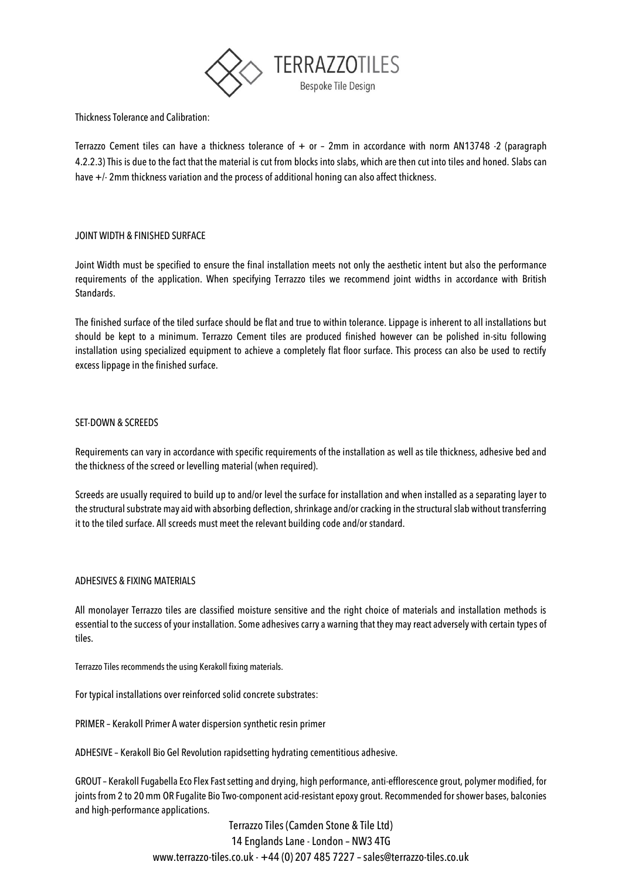Thickness Tolerance and Calibration:

Terrazzo Cement tiles can have a thickness tolerance of + or – 2mm in accordance with norm AN13748 -2 (paragraph 4.2.2.3) This is due to the fact that the material is cut from blocks into slabs, which are then cut into tiles and honed. Slabs can have +/- 2mm thickness variation and the process of additional honing can also affect thickness.

## JOINT WIDTH & FINISHED SURFACE

Joint Width must be specified to ensure the final installation meets not only the aesthetic intent but also the performance requirements of the application. When specifying Terrazzo tiles we recommend joint widths in accordance with British Standards.

The finished surface of the tiled surface should be flat and true to within tolerance. Lippage is inherent to all installations but should be kept to a minimum. Terrazzo Cement tiles are produced finished however can be polished in-situ following installation using specialized equipment to achieve a completely flat floor surface. This process can also be used to rectify excess lippage in the finished surface.

## SET-DOWN & SCREEDS

Requirements can vary in accordance with specific requirements of the installation as well as tile thickness, adhesive bed and the thickness of the screed or levelling material (when required).

Screeds are usually required to build up to and/or level the surface for installation and when installed as a separating layer to the structural substrate may aid with absorbing deflection, shrinkage and/or cracking in the structural slab without transferring it to the tiled surface. All screeds must meet the relevant building code and/or standard.

## ADHESIVES & FIXING MATERIALS

All monolayer Terrazzo tiles are classified moisture sensitive and the right choice of materials and installation methods is essential to the success of your installation. Some adhesives carry a warning that they may react adversely with certain types of tiles.

Terrazzo Tiles recommends the using Kerakoll fixing materials.

For typical installations over reinforced solid concrete substrates:

PRIMER – Kerakoll Primer A water dispersion synthetic resin primer

ADHESIVE – Kerakoll Bio Gel Revolution rapidsetting hydrating cementitious adhesive.

GROUT – Kerakoll Fugabella Eco Flex Fast setting and drying, high performance, anti-efflorescence grout, polymer modified, for joints from 2 to 20 mm OR Fugalite Bio Two-component acid-resistant epoxy grout. Recommended for shower bases, balconies and high-performance applications.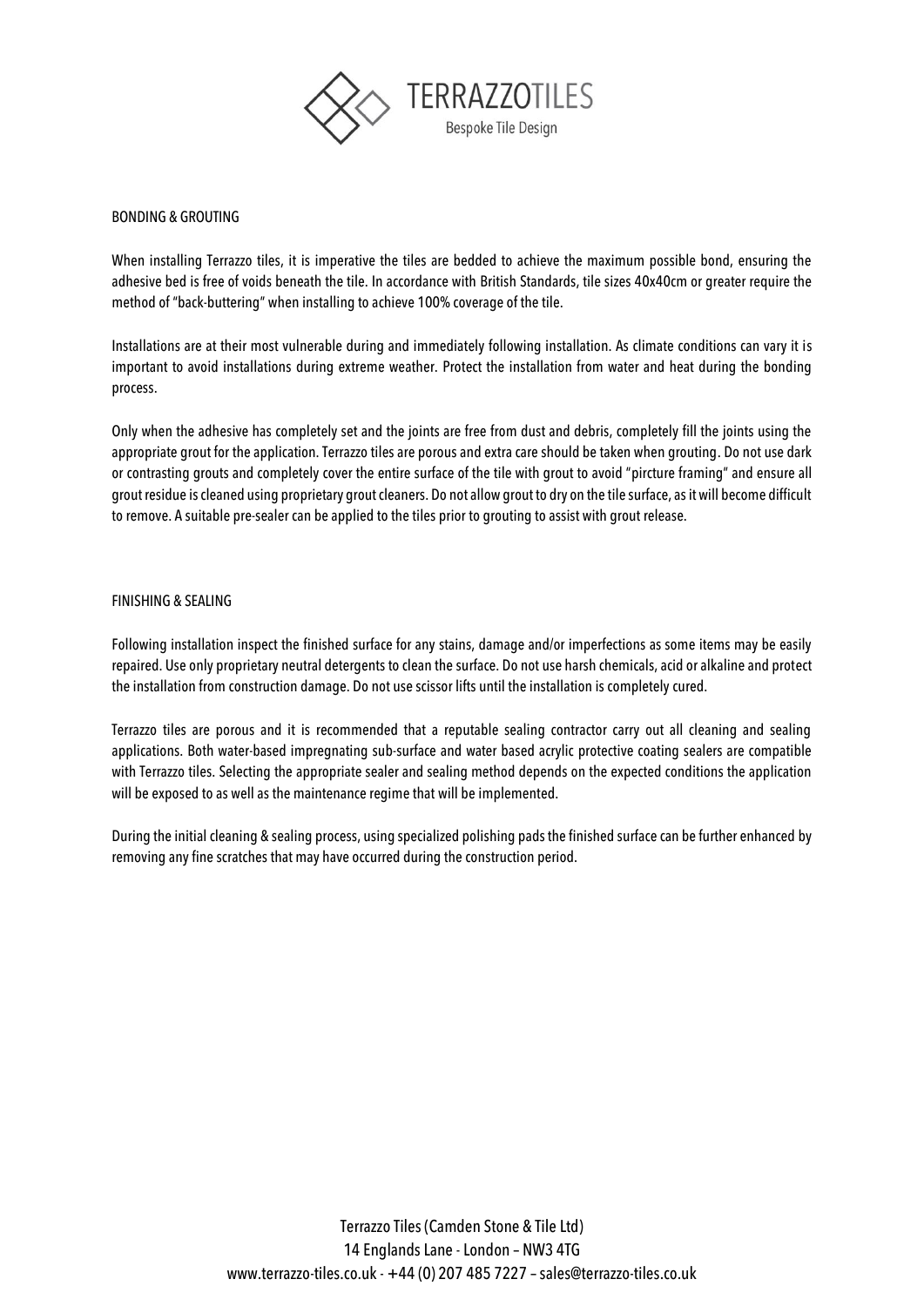## BONDING & GROUTING

When installing Terrazzo tiles, it is imperative the tiles are bedded to achieve the maximum possible bond, ensuring the adhesive bed is free of voids beneath the tile. In accordance with British Standards, tile sizes 40x40cm or greater require the method of "back-buttering" when installing to achieve 100% coverage of the tile.

Installations are at their most vulnerable during and immediately following installation. As climate conditions can vary it is important to avoid installations during extreme weather. Protect the installation from water and heat during the bonding process.

Only when the adhesive has completely set and the joints are free from dust and debris, completely fill the joints using the appropriate grout for the application. Terrazzo tiles are porous and extra care should be taken when grouting. Do not use dark or contrasting grouts and completely cover the entire surface of the tile with grout to avoid "pircture framing" and ensure all grout residue is cleaned using proprietary grout cleaners. Do not allow grout to dry on the tile surface, as it will become difficult to remove. A suitable pre-sealer can be applied to the tiles prior to grouting to assist with grout release.

## FINISHING & SEALING

Following installation inspect the finished surface for any stains, damage and/or imperfections as some items may be easily repaired. Use only proprietary neutral detergents to clean the surface. Do not use harsh chemicals, acid or alkaline and protect the installation from construction damage. Do not use scissor lifts until the installation is completely cured.

Terrazzo tiles are porous and it is recommended that a reputable sealing contractor carry out all cleaning and sealing applications. Both water-based impregnating sub-surface and water based acrylic protective coating sealers are compatible with Terrazzo tiles. Selecting the appropriate sealer and sealing method depends on the expected conditions the application will be exposed to as well as the maintenance regime that will be implemented.

During the initial cleaning & sealing process, using specialized polishing pads the finished surface can be further enhanced by removing any fine scratches that may have occurred during the construction period.